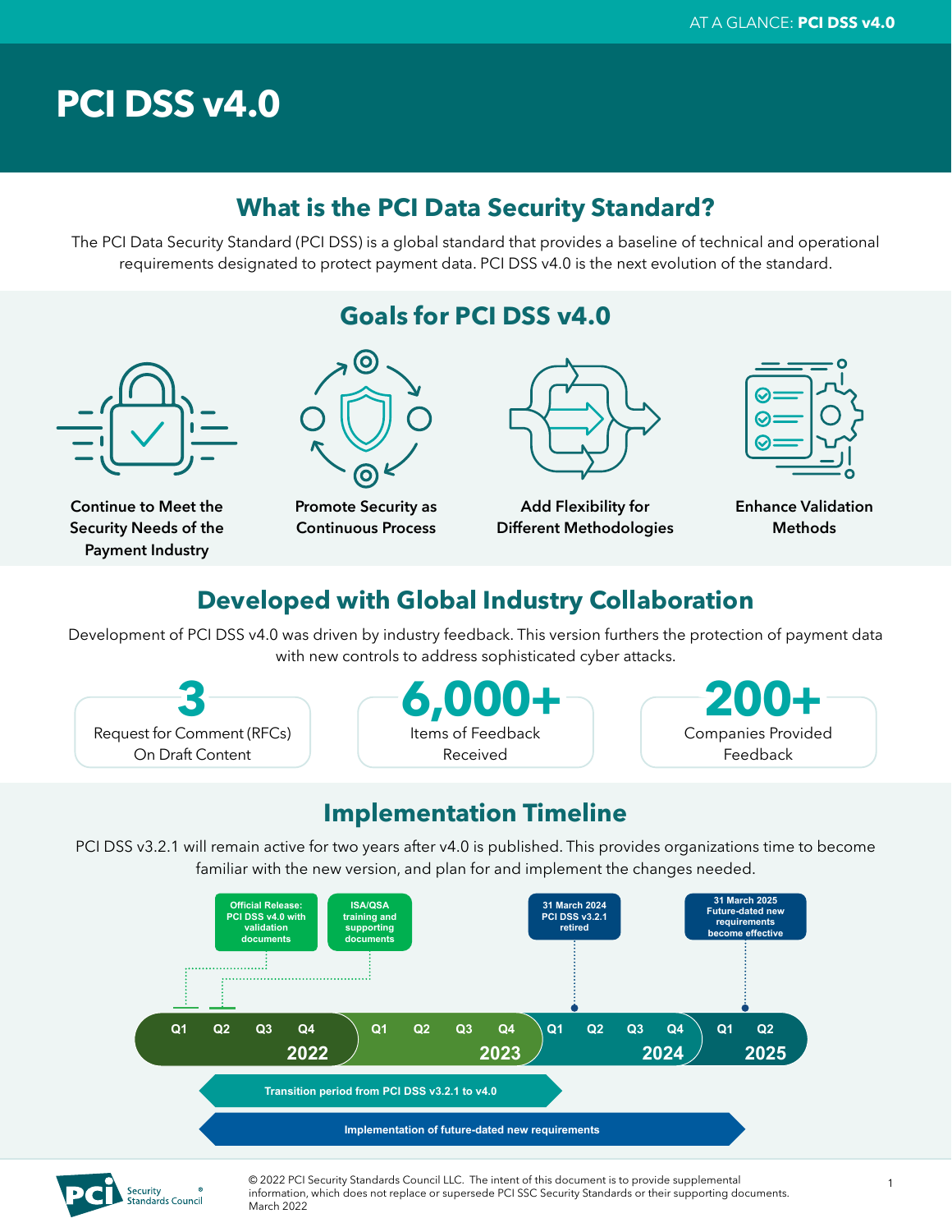# PCI DSS v4.0

## What is the PCI Data Security Standard?

The PCI Data Security Standard (PCI DSS) is a global standard that provides a baseline of technical and operational requirements designated to protect payment data. PCI DSS v4.0 is the next evolution of the standard.

## Goals for PCI DSS v4.0

- Continue to Meet the Security Needs of the Payment Industry
- Promote Security as Continuous Process
- Add Flexibility for Different Methodologies
- Enhance Validation Methods

## Developed with Global Industry Collaboration

Development of PCI DSS v4.0 was driven by industry feedback. This version furthers the protection of payment data with new controls to address sophisticated cyber attacks.

**3**
Request for Comment (RFCs) On Draft Content

**6,000+**
Items of Feedback Received

**200+**
Companies Provided Feedback

## Implementation Timeline

PCI DSS v3.2.1 will remain active for two years after v4.0 is published. This provides organizations time to become familiar with the new version, and plan for and implement the changes needed.

- Official Release: PCI DSS v4.0 with validation documents (2022 Q1)
- ISA/QSA training and supporting documents (2022 Q2)
- 31 March 2024 PCI DSS v3.2.1 retired
- 31 March 2025 Future-dated new requirements become effective

| 2022 | | | | 2023 | | | | 2024 | | | | 2025 | |
|---|---|---|---|---|---|---|---|---|---|---|---|---|---|
| Q1 | Q2 | Q3 | Q4 | Q1 | Q2 | Q3 | Q4 | Q1 | Q2 | Q3 | Q4 | Q1 | Q2 |

- Transition period from PCI DSS v3.2.1 to v4.0
- Implementation of future-dated new requirements

© 2022 PCI Security Standards Council LLC. The intent of this document is to provide supplemental information, which does not replace or supersede PCI SSC Security Standards or their supporting documents.
March 2022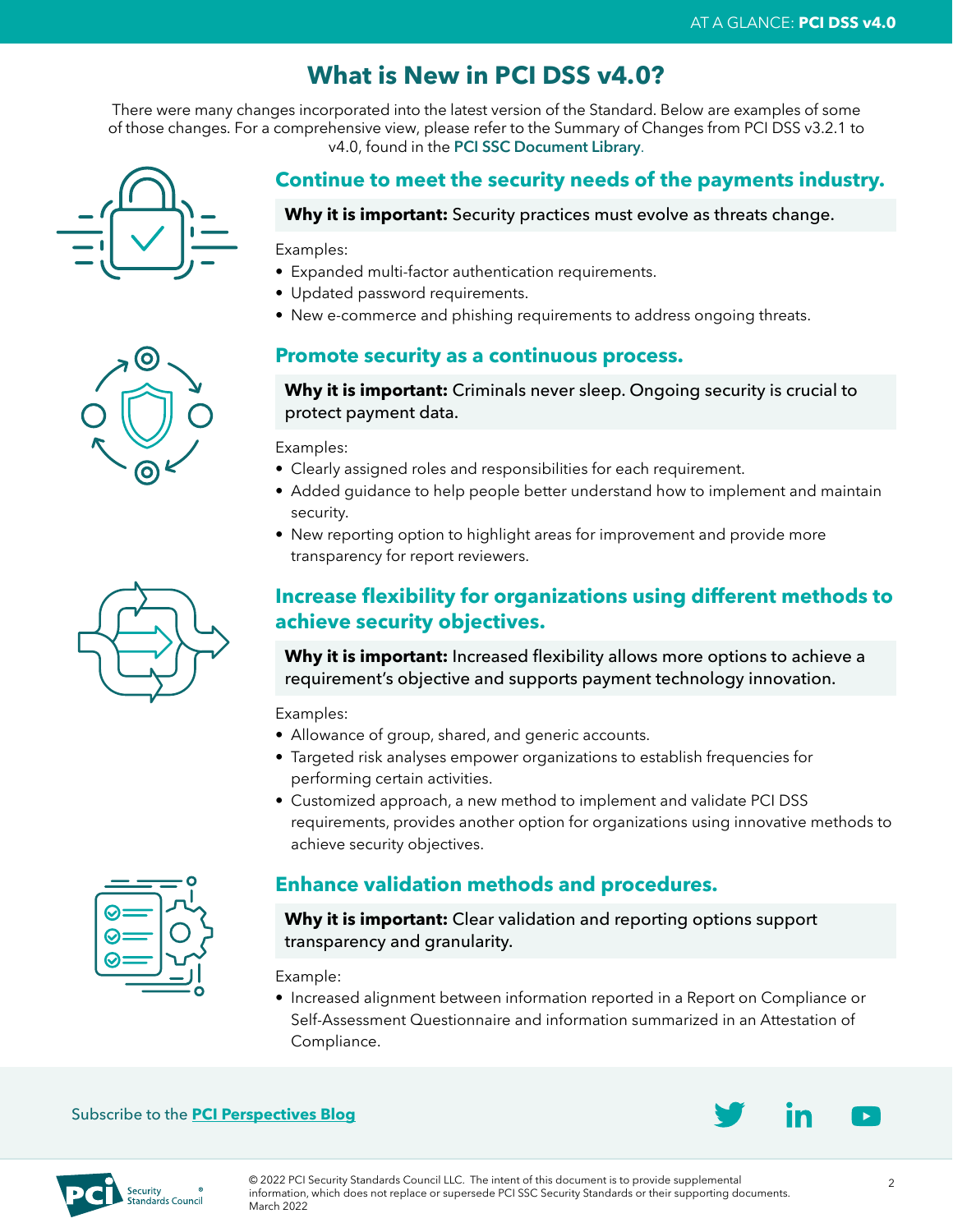# What is New in PCI DSS v4.0?

There were many changes incorporated into the latest version of the Standard. Below are examples of some of those changes. For a comprehensive view, please refer to the Summary of Changes from PCI DSS v3.2.1 to v4.0, found in the PCI SSC Document Library.

## Continue to meet the security needs of the payments industry.

**Why it is important:** Security practices must evolve as threats change.

Examples:

- Expanded multi-factor authentication requirements.
- Updated password requirements.
- New e-commerce and phishing requirements to address ongoing threats.

## Promote security as a continuous process.

**Why it is important:** Criminals never sleep. Ongoing security is crucial to protect payment data.

Examples:

- Clearly assigned roles and responsibilities for each requirement.
- Added guidance to help people better understand how to implement and maintain security.
- New reporting option to highlight areas for improvement and provide more transparency for report reviewers.

## Increase flexibility for organizations using different methods to achieve security objectives.

**Why it is important:** Increased flexibility allows more options to achieve a requirement's objective and supports payment technology innovation.

Examples:

- Allowance of group, shared, and generic accounts.
- Targeted risk analyses empower organizations to establish frequencies for performing certain activities.
- Customized approach, a new method to implement and validate PCI DSS requirements, provides another option for organizations using innovative methods to achieve security objectives.

## Enhance validation methods and procedures.

**Why it is important:** Clear validation and reporting options support transparency and granularity.

Example:

- Increased alignment between information reported in a Report on Compliance or Self-Assessment Questionnaire and information summarized in an Attestation of Compliance.

Subscribe to the **PCI Perspectives Blog**

© 2022 PCI Security Standards Council LLC. The intent of this document is to provide supplemental information, which does not replace or supersede PCI SSC Security Standards or their supporting documents.
March 2022